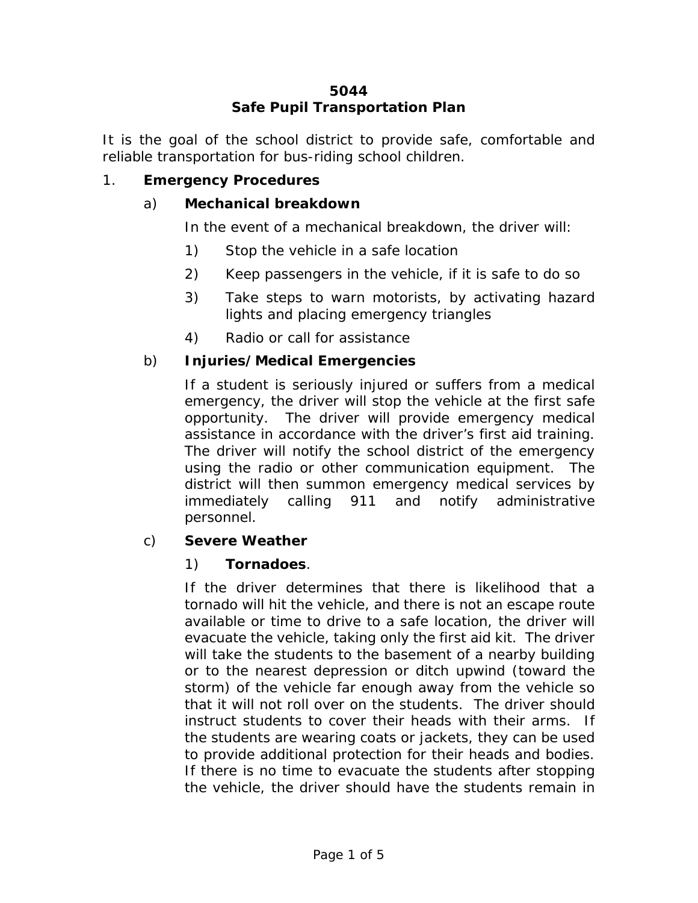# 5044
# Safe Pupil Transportation Plan

It is the goal of the school district to provide safe, comfortable and reliable transportation for bus-riding school children.

1. **Emergency Procedures**

   a) **Mechanical breakdown**

   In the event of a mechanical breakdown, the driver will:

   1) Stop the vehicle in a safe location
   2) Keep passengers in the vehicle, if it is safe to do so
   3) Take steps to warn motorists, by activating hazard lights and placing emergency triangles
   4) Radio or call for assistance

   b) **Injuries/Medical Emergencies**

   If a student is seriously injured or suffers from a medical emergency, the driver will stop the vehicle at the first safe opportunity. The driver will provide emergency medical assistance in accordance with the driver's first aid training. The driver will notify the school district of the emergency using the radio or other communication equipment. The district will then summon emergency medical services by immediately calling 911 and notify administrative personnel.

   c) **Severe Weather**

   1) **Tornadoes**.

   If the driver determines that there is likelihood that a tornado will hit the vehicle, and there is not an escape route available or time to drive to a safe location, the driver will evacuate the vehicle, taking only the first aid kit. The driver will take the students to the basement of a nearby building or to the nearest depression or ditch upwind (toward the storm) of the vehicle far enough away from the vehicle so that it will not roll over on the students. The driver should instruct students to cover their heads with their arms. If the students are wearing coats or jackets, they can be used to provide additional protection for their heads and bodies. If there is no time to evacuate the students after stopping the vehicle, the driver should have the students remain in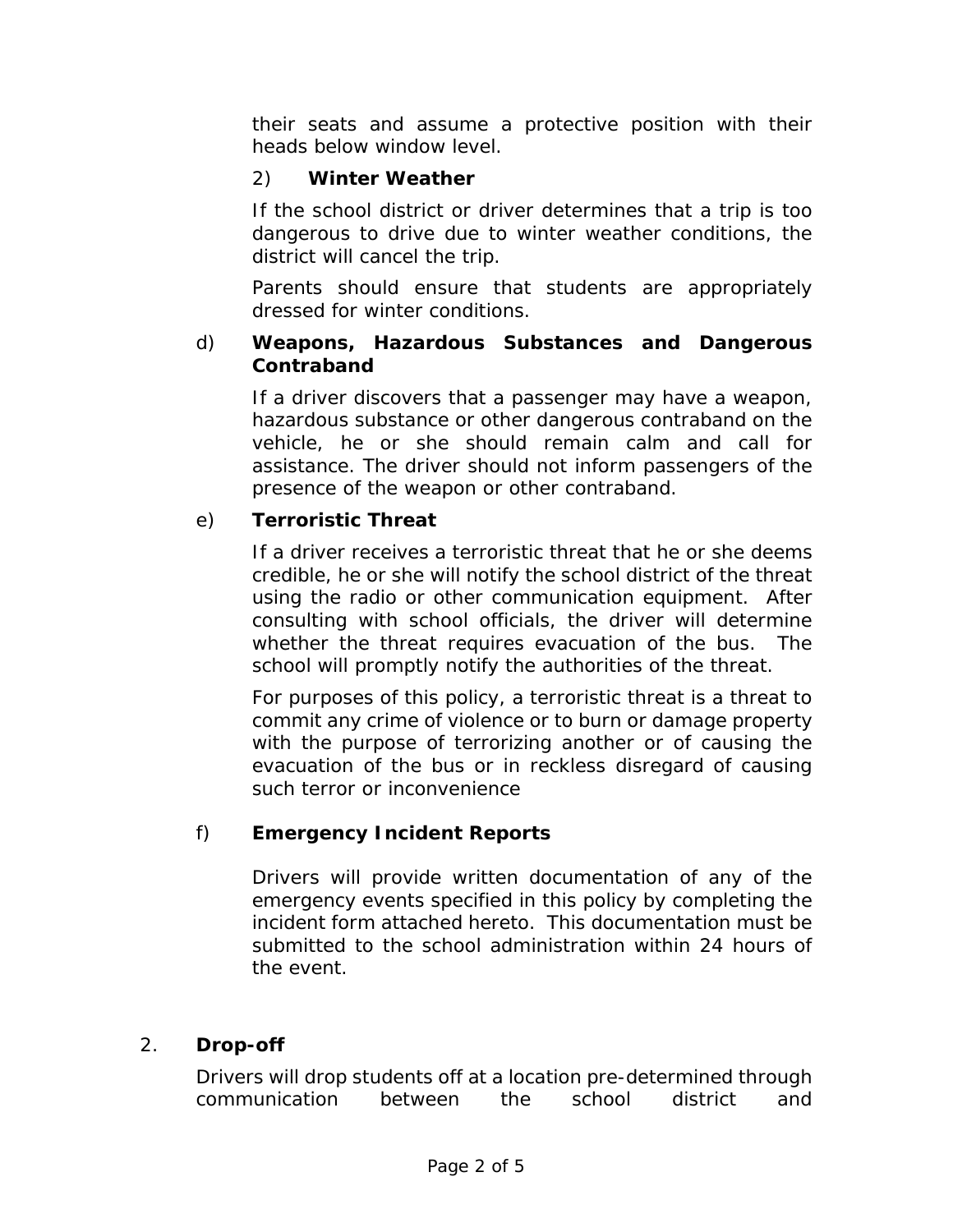their seats and assume a protective position with their heads below window level.

2) **Winter Weather**

If the school district or driver determines that a trip is too dangerous to drive due to winter weather conditions, the district will cancel the trip.

Parents should ensure that students are appropriately dressed for winter conditions.

d) **Weapons, Hazardous Substances and Dangerous Contraband**

If a driver discovers that a passenger may have a weapon, hazardous substance or other dangerous contraband on the vehicle, he or she should remain calm and call for assistance. The driver should not inform passengers of the presence of the weapon or other contraband.

e) **Terroristic Threat**

If a driver receives a terroristic threat that he or she deems credible, he or she will notify the school district of the threat using the radio or other communication equipment. After consulting with school officials, the driver will determine whether the threat requires evacuation of the bus. The school will promptly notify the authorities of the threat.

For purposes of this policy, a terroristic threat is a threat to commit any crime of violence or to burn or damage property with the purpose of terrorizing another or of causing the evacuation of the bus or in reckless disregard of causing such terror or inconvenience

f) **Emergency Incident Reports**

Drivers will provide written documentation of any of the emergency events specified in this policy by completing the incident form attached hereto. This documentation must be submitted to the school administration within 24 hours of the event.

2. **Drop-off**

Drivers will drop students off at a location pre-determined through communication between the school district and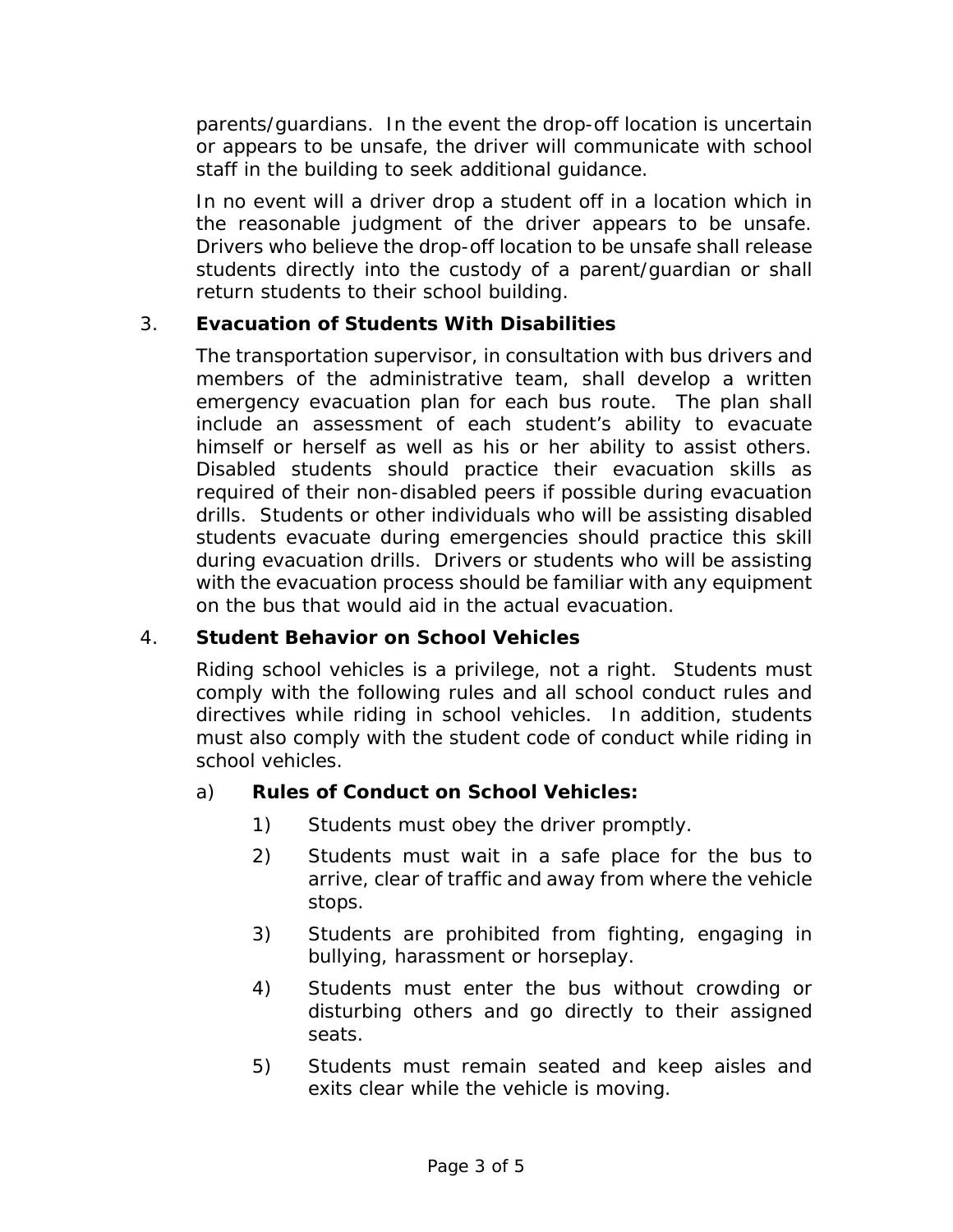parents/guardians. In the event the drop-off location is uncertain or appears to be unsafe, the driver will communicate with school staff in the building to seek additional guidance.

In no event will a driver drop a student off in a location which in the reasonable judgment of the driver appears to be unsafe. Drivers who believe the drop-off location to be unsafe shall release students directly into the custody of a parent/guardian or shall return students to their school building.

3. **Evacuation of Students With Disabilities**

The transportation supervisor, in consultation with bus drivers and members of the administrative team, shall develop a written emergency evacuation plan for each bus route. The plan shall include an assessment of each student's ability to evacuate himself or herself as well as his or her ability to assist others. Disabled students should practice their evacuation skills as required of their non-disabled peers if possible during evacuation drills. Students or other individuals who will be assisting disabled students evacuate during emergencies should practice this skill during evacuation drills. Drivers or students who will be assisting with the evacuation process should be familiar with any equipment on the bus that would aid in the actual evacuation.

4. **Student Behavior on School Vehicles**

Riding school vehicles is a privilege, not a right. Students must comply with the following rules and all school conduct rules and directives while riding in school vehicles. In addition, students must also comply with the student code of conduct while riding in school vehicles.

a) **Rules of Conduct on School Vehicles:**

1) Students must obey the driver promptly.

2) Students must wait in a safe place for the bus to arrive, clear of traffic and away from where the vehicle stops.

3) Students are prohibited from fighting, engaging in bullying, harassment or horseplay.

4) Students must enter the bus without crowding or disturbing others and go directly to their assigned seats.

5) Students must remain seated and keep aisles and exits clear while the vehicle is moving.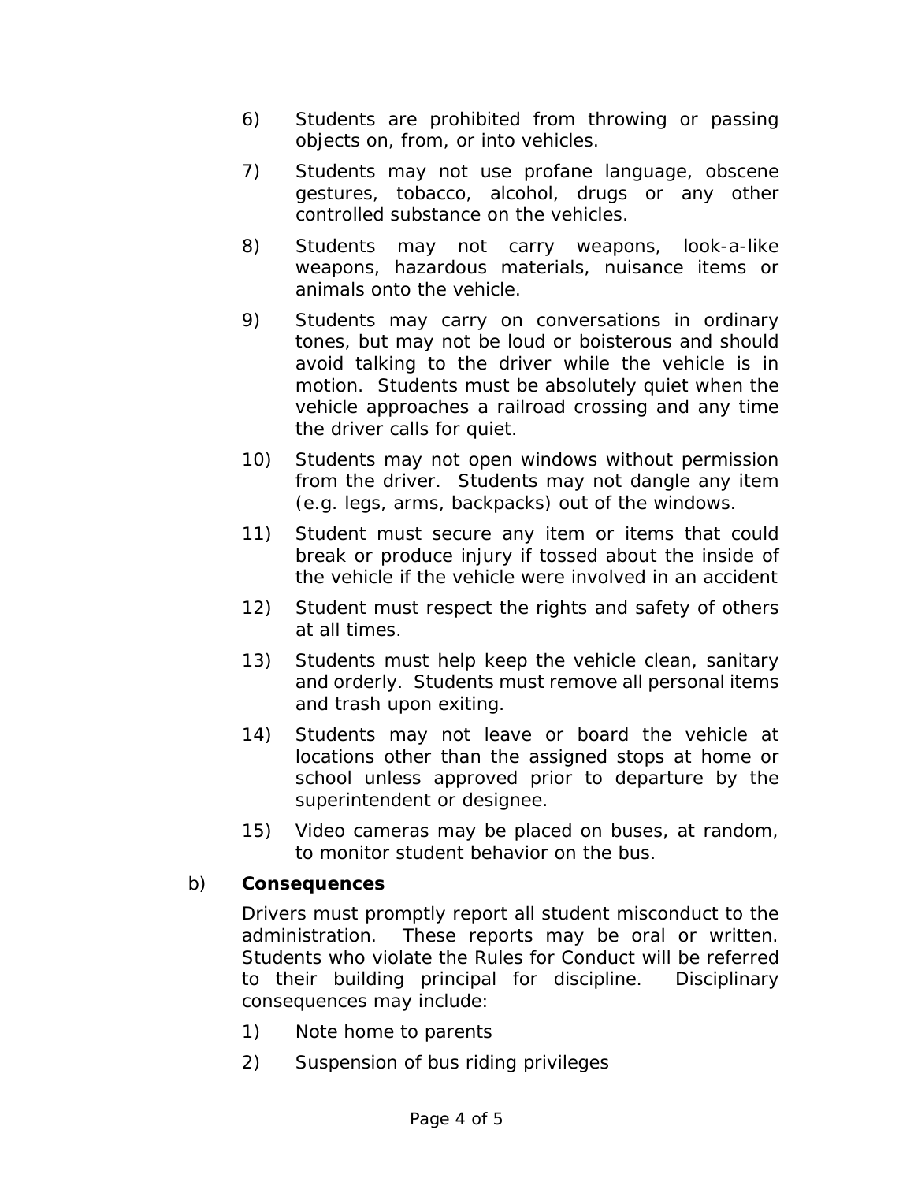6) Students are prohibited from throwing or passing objects on, from, or into vehicles.

7) Students may not use profane language, obscene gestures, tobacco, alcohol, drugs or any other controlled substance on the vehicles.

8) Students may not carry weapons, look-a-like weapons, hazardous materials, nuisance items or animals onto the vehicle.

9) Students may carry on conversations in ordinary tones, but may not be loud or boisterous and should avoid talking to the driver while the vehicle is in motion. Students must be absolutely quiet when the vehicle approaches a railroad crossing and any time the driver calls for quiet.

10) Students may not open windows without permission from the driver. Students may not dangle any item (e.g. legs, arms, backpacks) out of the windows.

11) Student must secure any item or items that could break or produce injury if tossed about the inside of the vehicle if the vehicle were involved in an accident

12) Student must respect the rights and safety of others at all times.

13) Students must help keep the vehicle clean, sanitary and orderly. Students must remove all personal items and trash upon exiting.

14) Students may not leave or board the vehicle at locations other than the assigned stops at home or school unless approved prior to departure by the superintendent or designee.

15) Video cameras may be placed on buses, at random, to monitor student behavior on the bus.

b) **Consequences**

Drivers must promptly report all student misconduct to the administration. These reports may be oral or written. Students who violate the Rules for Conduct will be referred to their building principal for discipline. Disciplinary consequences may include:

1) Note home to parents

2) Suspension of bus riding privileges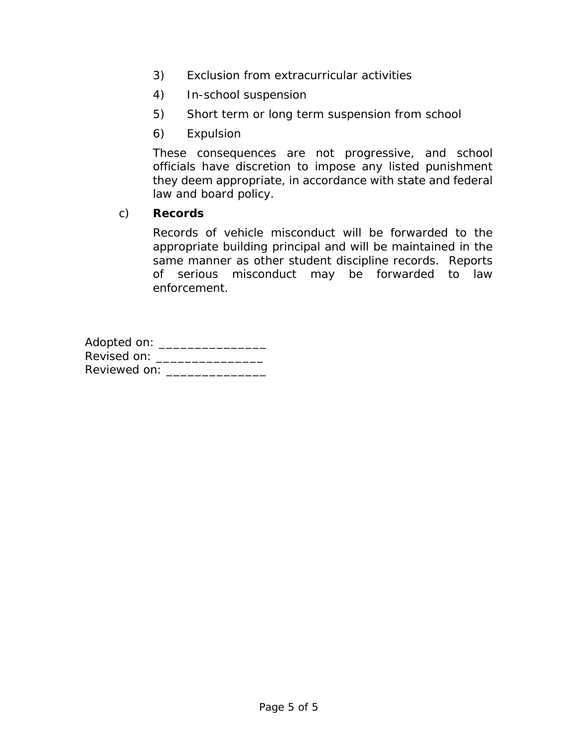3) Exclusion from extracurricular activities

4) In-school suspension

5) Short term or long term suspension from school

6) Expulsion

These consequences are not progressive, and school officials have discretion to impose any listed punishment they deem appropriate, in accordance with state and federal law and board policy.

c) **Records**

Records of vehicle misconduct will be forwarded to the appropriate building principal and will be maintained in the same manner as other student discipline records. Reports of serious misconduct may be forwarded to law enforcement.

Adopted on: _______________
Revised on: _______________
Reviewed on: ______________